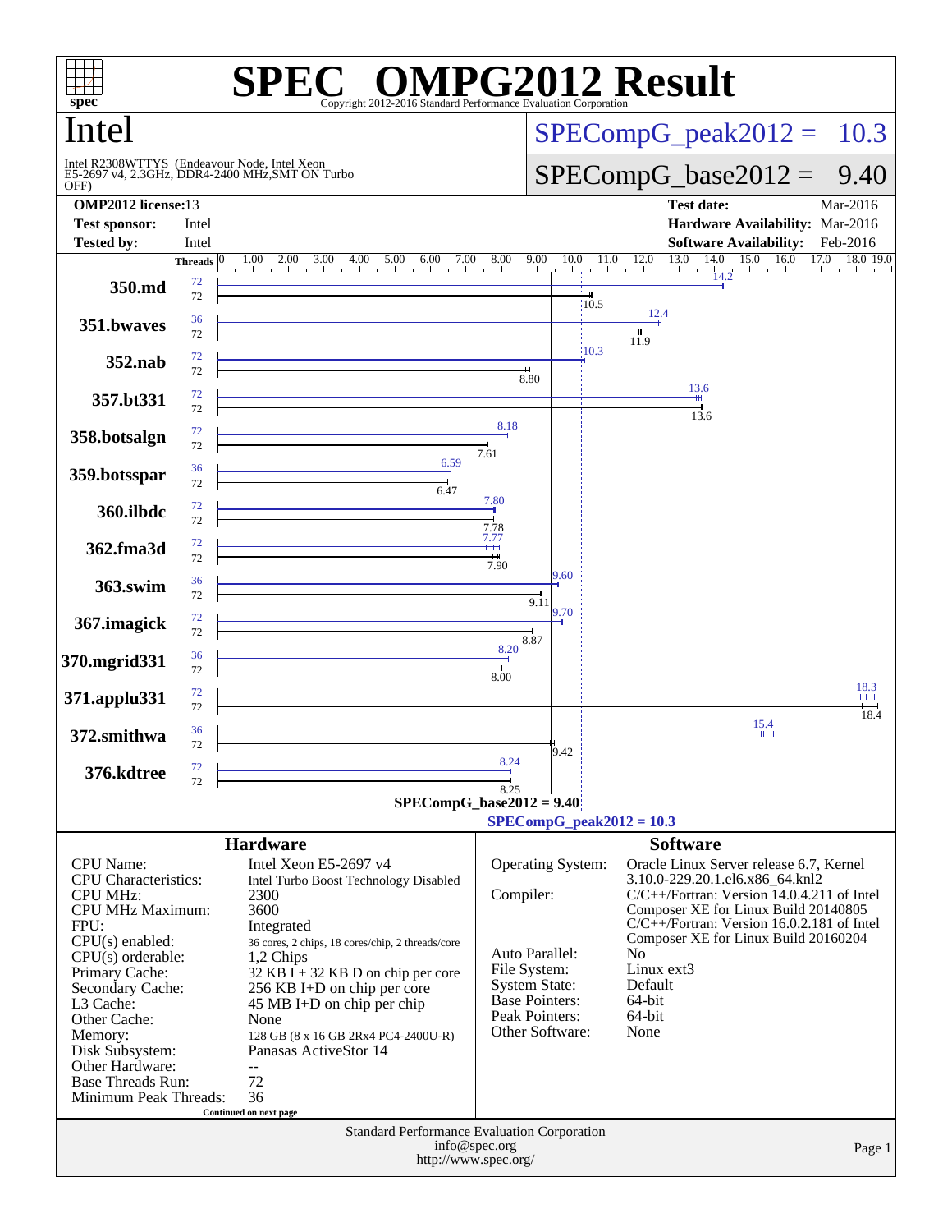# SPEC® OMPG2012 Result

Copyright 2012-2016 Standard Performance Evaluation Corporation

## Intel

Intel R2308WTTYS (Endeavour Node, Intel Xeon E5-2697 v4, 2.3GHz, DDR4-2400 MHz,SMT ON Turbo OFF)

**SPECompG_peak2012 = 10.3**

**SPECompG_base2012 = 9.40**

| | | | |
|---|---|---|---|
| **OMP2012 license:** | 13 | **Test date:** | Mar-2016 |
| **Test sponsor:** | Intel | **Hardware Availability:** | Mar-2016 |
| **Tested by:** | Intel | **Software Availability:** | Feb-2016 |

| Benchmark | Peak Threads | Base Threads | Peak Ratio | Base Ratio |
|---|---|---|---|---|
| 350.md | 72 | 72 | 14.2 | 10.5 |
| 351.bwaves | 36 | 72 | 12.4 | 11.9 |
| 352.nab | 72 | 72 | 10.3 | 8.80 |
| 357.bt331 | 72 | 72 | 13.6 | 13.6 |
| 358.botsalgn | 72 | 72 | 8.18 | 7.61 |
| 359.botsspar | 36 | 72 | 6.59 | 6.47 |
| 360.ilbdc | 72 | 72 | 7.80 | 7.78 |
| 362.fma3d | 72 | 72 | 7.77 | 7.90 |
| 363.swim | 36 | 72 | 9.60 | 9.11 |
| 367.imagick | 72 | 72 | 9.70 | 8.87 |
| 370.mgrid331 | 36 | 72 | 8.20 | 8.00 |
| 371.applu331 | 72 | 72 | 18.3 | 18.4 |
| 372.smithwa | 36 | 72 | 15.4 | 9.42 |
| 376.kdtree | 72 | 72 | 8.24 | 8.25 |

SPECompG_base2012 = 9.40

SPECompG_peak2012 = 10.3

## Hardware

| | |
|---|---|
| CPU Name: | Intel Xeon E5-2697 v4 |
| CPU Characteristics: | Intel Turbo Boost Technology Disabled |
| CPU MHz: | 2300 |
| CPU MHz Maximum: | 3600 |
| FPU: | Integrated |
| CPU(s) enabled: | 36 cores, 2 chips, 18 cores/chip, 2 threads/core |
| CPU(s) orderable: | 1,2 Chips |
| Primary Cache: | 32 KB I + 32 KB D on chip per core |
| Secondary Cache: | 256 KB I+D on chip per core |
| L3 Cache: | 45 MB I+D on chip per chip |
| Other Cache: | None |
| Memory: | 128 GB (8 x 16 GB 2Rx4 PC4-2400U-R) |
| Disk Subsystem: | Panasas ActiveStor 14 |
| Other Hardware: | -- |
| Base Threads Run: | 72 |
| Minimum Peak Threads: | 36 |

**Continued on next page**

## Software

| | |
|---|---|
| Operating System: | Oracle Linux Server release 6.7, Kernel 3.10.0-229.20.1.el6.x86_64.knl2 |
| Compiler: | C/C++/Fortran: Version 14.0.4.211 of Intel Composer XE for Linux Build 20140805 C/C++/Fortran: Version 16.0.2.181 of Intel Composer XE for Linux Build 20160204 |
| Auto Parallel: | No |
| File System: | Linux ext3 |
| System State: | Default |
| Base Pointers: | 64-bit |
| Peak Pointers: | 64-bit |
| Other Software: | None |

Standard Performance Evaluation Corporation
info@spec.org
http://www.spec.org/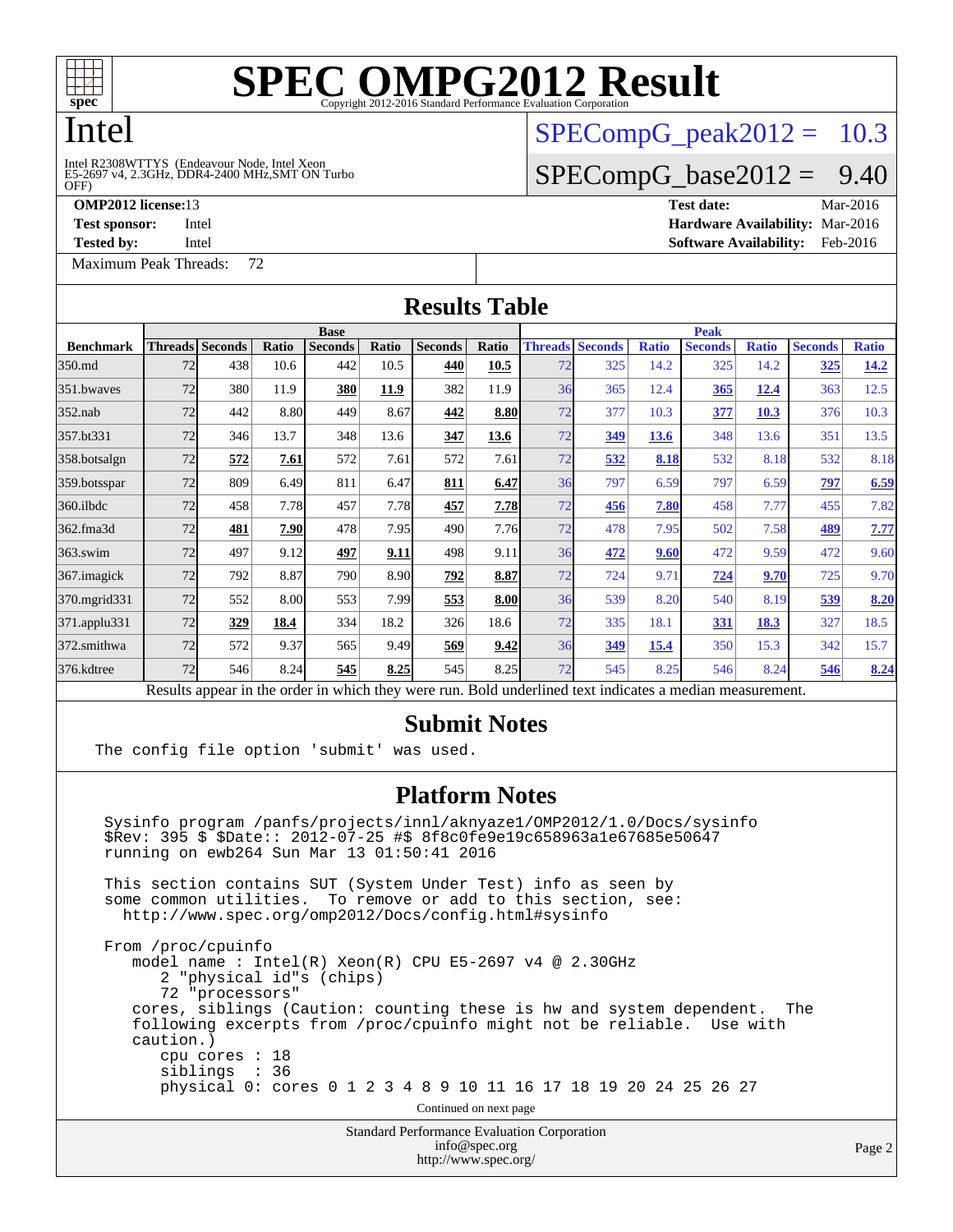# SPEC OMPG2012 Result

Copyright 2012-2016 Standard Performance Evaluation Corporation

## Intel

Intel R2308WTTYS (Endeavour Node, Intel Xeon E5-2697 v4, 2.3GHz, DDR4-2400 MHz,SMT ON Turbo OFF)

SPECompG_peak2012 = 10.3

SPECompG_base2012 = 9.40

**OMP2012 license:** 13
**Test sponsor:** Intel
**Tested by:** Intel

**Test date:** Mar-2016
**Hardware Availability:** Mar-2016
**Software Availability:** Feb-2016

Maximum Peak Threads: 72

## Results Table

| Benchmark | Base | | | | | | | Peak | | | | | | |
|---|---|---|---|---|---|---|---|---|---|---|---|---|---|---|
| | Threads | Seconds | Ratio | Seconds | Ratio | Seconds | Ratio | Threads | Seconds | Ratio | Seconds | Ratio | Seconds | Ratio |
| 350.md | 72 | 438 | 10.6 | 442 | 10.5 | **440** | **10.5** | 72 | 325 | 14.2 | 325 | 14.2 | **325** | **14.2** |
| 351.bwaves | 72 | 380 | 11.9 | **380** | **11.9** | 382 | 11.9 | 36 | 365 | 12.4 | **365** | **12.4** | 363 | 12.5 |
| 352.nab | 72 | 442 | 8.80 | 449 | 8.67 | **442** | **8.80** | 72 | 377 | 10.3 | **377** | **10.3** | 376 | 10.3 |
| 357.bt331 | 72 | 346 | 13.7 | 348 | 13.6 | **347** | **13.6** | 72 | **349** | **13.6** | 348 | 13.6 | 351 | 13.5 |
| 358.botsalgn | 72 | **572** | **7.61** | 572 | 7.61 | 572 | 7.61 | 72 | **532** | **8.18** | 532 | 8.18 | 532 | 8.18 |
| 359.botsspar | 72 | 809 | 6.49 | 811 | 6.47 | **811** | **6.47** | 36 | 797 | 6.59 | 797 | 6.59 | **797** | **6.59** |
| 360.ilbdc | 72 | 458 | 7.78 | 457 | 7.78 | **457** | **7.78** | 72 | **456** | **7.80** | 458 | 7.77 | 455 | 7.82 |
| 362.fma3d | 72 | **481** | **7.90** | 478 | 7.95 | 490 | 7.76 | 72 | 478 | 7.95 | 502 | 7.58 | **489** | **7.77** |
| 363.swim | 72 | 497 | 9.12 | **497** | **9.11** | 498 | 9.11 | 36 | **472** | **9.60** | 472 | 9.59 | 472 | 9.60 |
| 367.imagick | 72 | 792 | 8.87 | 790 | 8.90 | **792** | **8.87** | 72 | 724 | 9.71 | **724** | **9.70** | 725 | 9.70 |
| 370.mgrid331 | 72 | 552 | 8.00 | 553 | 7.99 | **553** | **8.00** | 36 | 539 | 8.20 | 540 | 8.19 | **539** | **8.20** |
| 371.applu331 | 72 | **329** | **18.4** | 334 | 18.2 | 326 | 18.6 | 72 | 335 | 18.1 | **331** | **18.3** | 327 | 18.5 |
| 372.smithwa | 72 | 572 | 9.37 | 565 | 9.49 | **569** | **9.42** | 36 | **349** | **15.4** | 350 | 15.3 | 342 | 15.7 |
| 376.kdtree | 72 | 546 | 8.24 | **545** | **8.25** | 545 | 8.25 | 72 | 545 | 8.25 | 546 | 8.24 | **546** | **8.24** |

Results appear in the order in which they were run. Bold underlined text indicates a median measurement.

## Submit Notes

```
The config file option 'submit' was used.
```

## Platform Notes

```
Sysinfo program /panfs/projects/innl/aknyaze1/OMP2012/1.0/Docs/sysinfo
$Rev: 395 $ $Date:: 2012-07-25 #$ 8f8c0fe9e19c658963a1e67685e50647
running on ewb264 Sun Mar 13 01:50:41 2016

This section contains SUT (System Under Test) info as seen by
some common utilities.  To remove or add to this section, see:
  http://www.spec.org/omp2012/Docs/config.html#sysinfo

From /proc/cpuinfo
   model name : Intel(R) Xeon(R) CPU E5-2697 v4 @ 2.30GHz
      2 "physical id"s (chips)
      72 "processors"
   cores, siblings (Caution: counting these is hw and system dependent.  The
   following excerpts from /proc/cpuinfo might not be reliable.  Use with
   caution.)
      cpu cores : 18
      siblings  : 36
      physical 0: cores 0 1 2 3 4 8 9 10 11 16 17 18 19 20 24 25 26 27
```

Continued on next page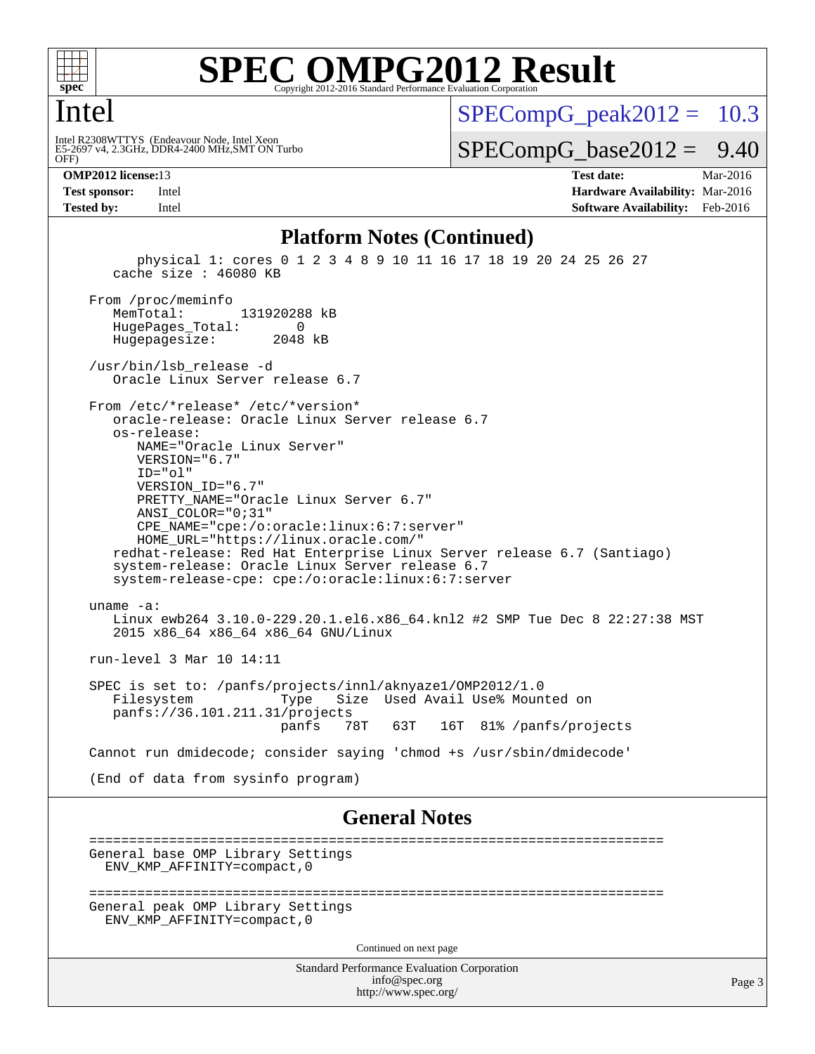# Intel

Intel R2308WTTYS (Endeavour Node, Intel Xeon E5-2697 v4, 2.3GHz, DDR4-2400 MHz,SMT ON Turbo OFF)

SPECompG_peak2012 = 10.3

SPECompG_base2012 = 9.40

**OMP2012 license:** 13 | **Test date:** Mar-2016
**Test sponsor:** Intel | **Hardware Availability:** Mar-2016
**Tested by:** Intel | **Software Availability:** Feb-2016

## Platform Notes (Continued)

```
        physical 1: cores 0 1 2 3 4 8 9 10 11 16 17 18 19 20 24 25 26 27
     cache size : 46080 KB

  From /proc/meminfo
     MemTotal:       131920288 kB
     HugePages_Total:       0
     Hugepagesize:       2048 kB

  /usr/bin/lsb_release -d
     Oracle Linux Server release 6.7

  From /etc/*release* /etc/*version*
     oracle-release: Oracle Linux Server release 6.7
     os-release:
        NAME="Oracle Linux Server"
        VERSION="6.7"
        ID="ol"
        VERSION_ID="6.7"
        PRETTY_NAME="Oracle Linux Server 6.7"
        ANSI_COLOR="0;31"
        CPE_NAME="cpe:/o:oracle:linux:6:7:server"
        HOME_URL="https://linux.oracle.com/"
     redhat-release: Red Hat Enterprise Linux Server release 6.7 (Santiago)
     system-release: Oracle Linux Server release 6.7
     system-release-cpe: cpe:/o:oracle:linux:6:7:server

  uname -a:
     Linux ewb264 3.10.0-229.20.1.el6.x86_64.knl2 #2 SMP Tue Dec 8 22:27:38 MST
     2015 x86_64 x86_64 x86_64 GNU/Linux

  run-level 3 Mar 10 14:11

  SPEC is set to: /panfs/projects/innl/aknyaze1/OMP2012/1.0
     Filesystem            Type   Size  Used Avail Use% Mounted on
     panfs://36.101.211.31/projects
                           panfs   78T   63T   16T  81% /panfs/projects

  Cannot run dmidecode; consider saying 'chmod +s /usr/sbin/dmidecode'

  (End of data from sysinfo program)
```

## General Notes

```
========================================================================
General base OMP Library Settings
  ENV_KMP_AFFINITY=compact,0

========================================================================
General peak OMP Library Settings
  ENV_KMP_AFFINITY=compact,0
```

Continued on next page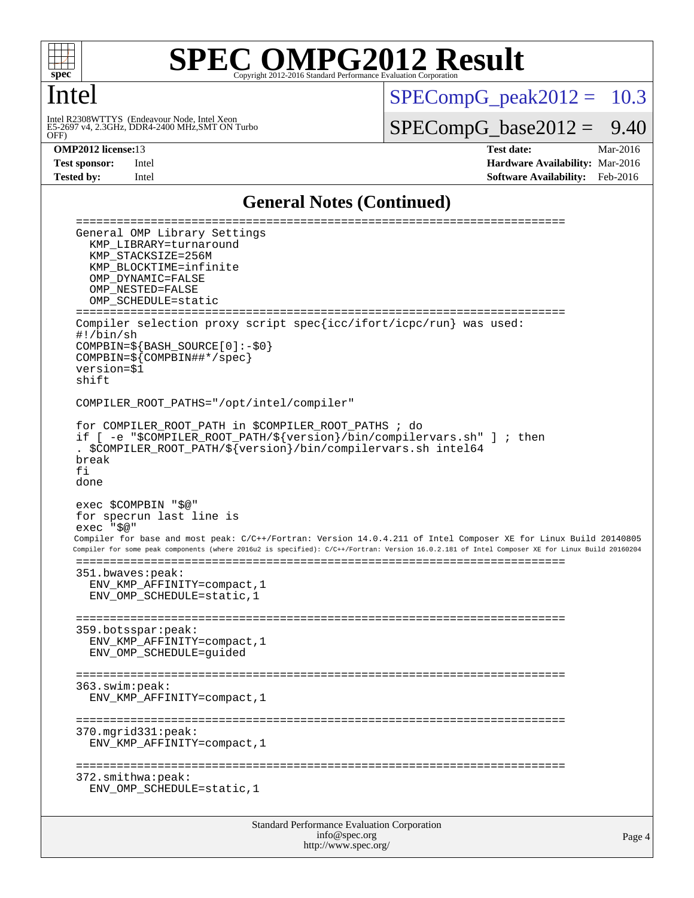# SPEC OMPG2012 Result

Copyright 2012-2016 Standard Performance Evaluation Corporation

## Intel

Intel R2308WTTYS (Endeavour Node, Intel Xeon E5-2697 v4, 2.3GHz, DDR4-2400 MHz,SMT ON Turbo OFF)

SPECompG_peak2012 = 10.3

SPECompG_base2012 = 9.40

**OMP2012 license:** 13
**Test sponsor:** Intel
**Tested by:** Intel

**Test date:** Mar-2016
**Hardware Availability:** Mar-2016
**Software Availability:** Feb-2016

## General Notes (Continued)

```
========================================================================
General OMP Library Settings
  KMP_LIBRARY=turnaround
  KMP_STACKSIZE=256M
  KMP_BLOCKTIME=infinite
  OMP_DYNAMIC=FALSE
  OMP_NESTED=FALSE
  OMP_SCHEDULE=static
========================================================================
Compiler selection proxy script spec{icc/ifort/icpc/run} was used:
#!/bin/sh
COMPBIN=${BASH_SOURCE[0]:-$0}
COMPBIN=${COMPBIN##*/spec}
version=$1
shift

COMPILER_ROOT_PATHS="/opt/intel/compiler"

for COMPILER_ROOT_PATH in $COMPILER_ROOT_PATHS ; do
if [ -e "$COMPILER_ROOT_PATH/${version}/bin/compilervars.sh" ] ; then
. $COMPILER_ROOT_PATH/${version}/bin/compilervars.sh intel64
break
fi
done

exec $COMPBIN "$@"
for specrun last line is
exec "$@"
Compiler for base and most peak: C/C++/Fortran: Version 14.0.4.211 of Intel Composer XE for Linux Build 20140805
Compiler for some peak components (where 2016u2 is specified): C/C++/Fortran: Version 16.0.2.181 of Intel Composer XE for Linux Build 20160204
========================================================================
351.bwaves:peak:
  ENV_KMP_AFFINITY=compact,1
  ENV_OMP_SCHEDULE=static,1

========================================================================
359.botsspar:peak:
  ENV_KMP_AFFINITY=compact,1
  ENV_OMP_SCHEDULE=guided

========================================================================
363.swim:peak:
  ENV_KMP_AFFINITY=compact,1

========================================================================
370.mgrid331:peak:
  ENV_KMP_AFFINITY=compact,1

========================================================================
372.smithwa:peak:
  ENV_OMP_SCHEDULE=static,1
```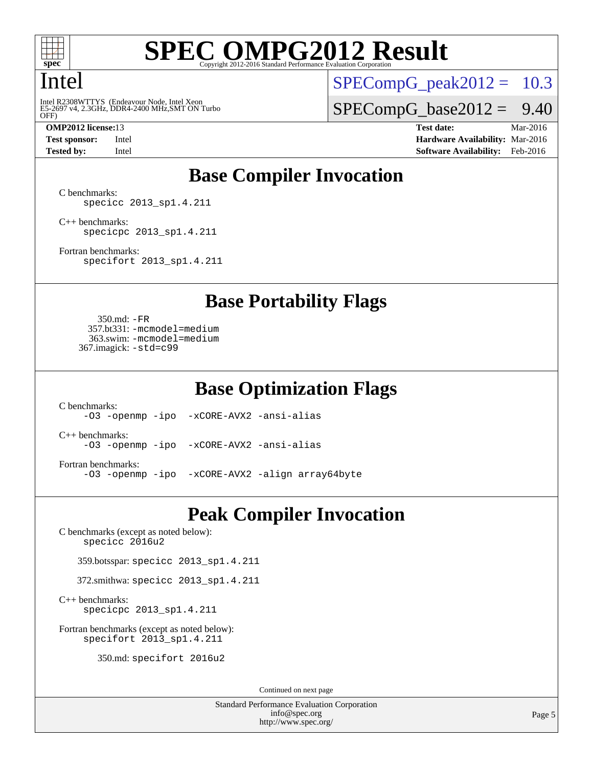# SPEC OMPG2012 Result

Copyright 2012-2016 Standard Performance Evaluation Corporation

## Intel

Intel R2308WTTYS (Endeavour Node, Intel Xeon E5-2697 v4, 2.3GHz, DDR4-2400 MHz,SMT ON Turbo OFF)

SPECompG_peak2012 = 10.3

SPECompG_base2012 = 9.40

| | | | |
|---|---|---|---|
| **OMP2012 license:** | 13 | **Test date:** | Mar-2016 |
| **Test sponsor:** | Intel | **Hardware Availability:** | Mar-2016 |
| **Tested by:** | Intel | **Software Availability:** | Feb-2016 |

## Base Compiler Invocation

C benchmarks:
`specicc 2013_sp1.4.211`

C++ benchmarks:
`specicpc 2013_sp1.4.211`

Fortran benchmarks:
`specifort 2013_sp1.4.211`

## Base Portability Flags

350.md: `-FR`
357.bt331: `-mcmodel=medium`
363.swim: `-mcmodel=medium`
367.imagick: `-std=c99`

## Base Optimization Flags

C benchmarks:
`-O3 -openmp -ipo -xCORE-AVX2 -ansi-alias`

C++ benchmarks:
`-O3 -openmp -ipo -xCORE-AVX2 -ansi-alias`

Fortran benchmarks:
`-O3 -openmp -ipo -xCORE-AVX2 -align array64byte`

## Peak Compiler Invocation

C benchmarks (except as noted below):
`specicc 2016u2`

359.botsspar: `specicc 2013_sp1.4.211`

372.smithwa: `specicc 2013_sp1.4.211`

C++ benchmarks:
`specicpc 2013_sp1.4.211`

Fortran benchmarks (except as noted below):
`specifort 2013_sp1.4.211`

350.md: `specifort 2016u2`

Continued on next page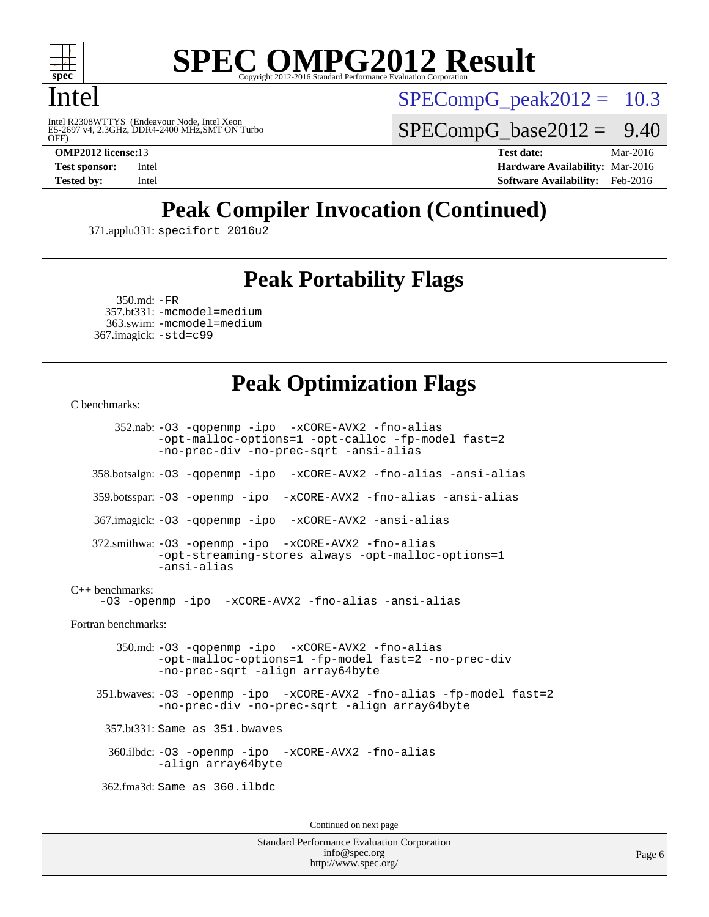# SPEC OMPG2012 Result

Copyright 2012-2016 Standard Performance Evaluation Corporation

## Intel

Intel R2308WTTYS (Endeavour Node, Intel Xeon E5-2697 v4, 2.3GHz, DDR4-2400 MHz,SMT ON Turbo OFF)

SPECompG_peak2012 = 10.3

SPECompG_base2012 = 9.40

**OMP2012 license:** 13
**Test sponsor:** Intel
**Tested by:** Intel

**Test date:** Mar-2016
**Hardware Availability:** Mar-2016
**Software Availability:** Feb-2016

## Peak Compiler Invocation (Continued)

371.applu331: specifort 2016u2

## Peak Portability Flags

350.md: -FR
357.bt331: -mcmodel=medium
363.swim: -mcmodel=medium
367.imagick: -std=c99

## Peak Optimization Flags

C benchmarks:

352.nab: -O3 -qopenmp -ipo -xCORE-AVX2 -fno-alias -opt-malloc-options=1 -opt-calloc -fp-model fast=2 -no-prec-div -no-prec-sqrt -ansi-alias

358.botsalgn: -O3 -qopenmp -ipo -xCORE-AVX2 -fno-alias -ansi-alias

359.botsspar: -O3 -openmp -ipo -xCORE-AVX2 -fno-alias -ansi-alias

367.imagick: -O3 -qopenmp -ipo -xCORE-AVX2 -ansi-alias

372.smithwa: -O3 -openmp -ipo -xCORE-AVX2 -fno-alias -opt-streaming-stores always -opt-malloc-options=1 -ansi-alias

C++ benchmarks:

-O3 -openmp -ipo -xCORE-AVX2 -fno-alias -ansi-alias

Fortran benchmarks:

350.md: -O3 -qopenmp -ipo -xCORE-AVX2 -fno-alias -opt-malloc-options=1 -fp-model fast=2 -no-prec-div -no-prec-sqrt -align array64byte

351.bwaves: -O3 -openmp -ipo -xCORE-AVX2 -fno-alias -fp-model fast=2 -no-prec-div -no-prec-sqrt -align array64byte

357.bt331: Same as 351.bwaves

360.ilbdc: -O3 -openmp -ipo -xCORE-AVX2 -fno-alias -align array64byte

362.fma3d: Same as 360.ilbdc

Continued on next page

Standard Performance Evaluation Corporation
info@spec.org
http://www.spec.org/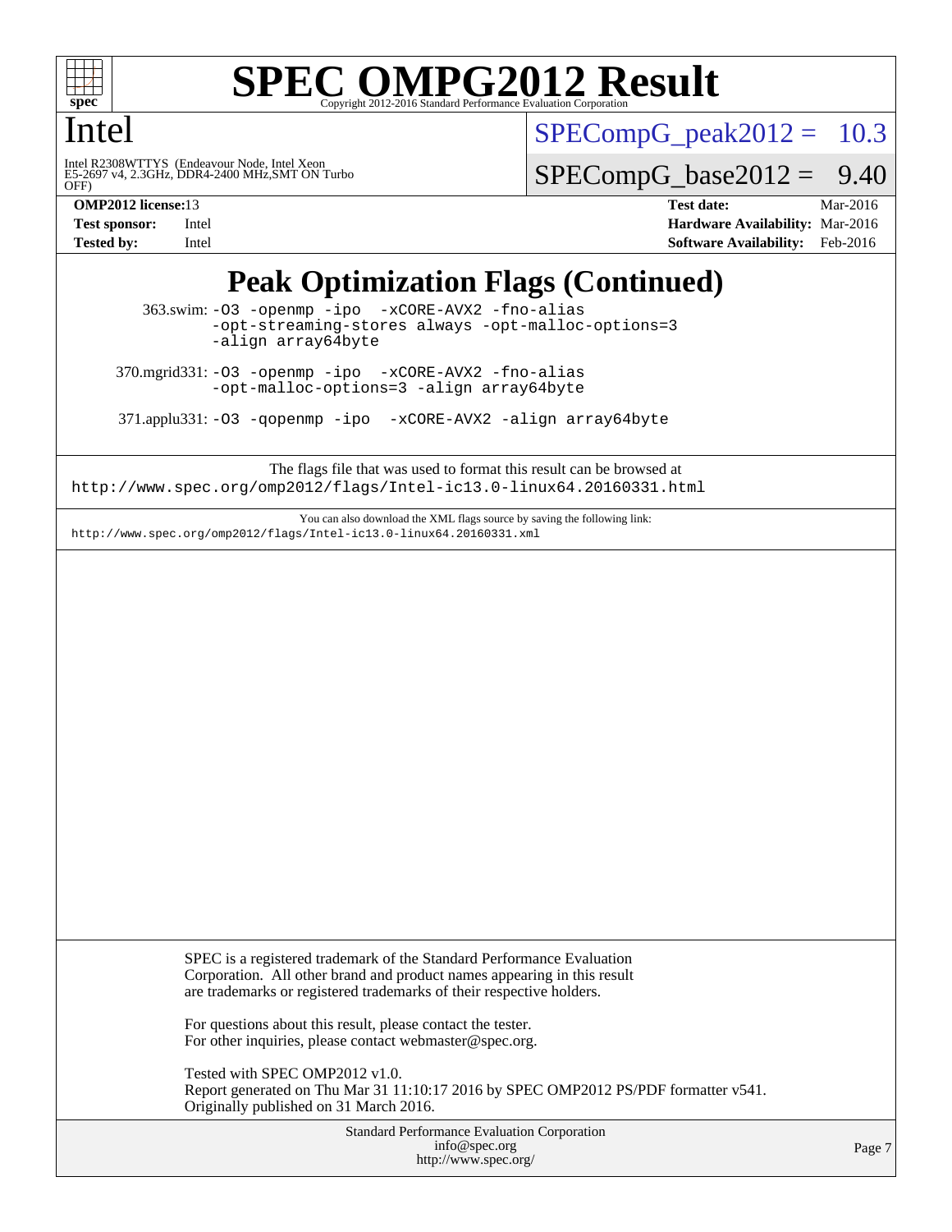## Peak Optimization Flags (Continued)

363.swim: -O3 -openmp -ipo -xCORE-AVX2 -fno-alias -opt-streaming-stores always -opt-malloc-options=3 -align array64byte

370.mgrid331: -O3 -openmp -ipo -xCORE-AVX2 -fno-alias -opt-malloc-options=3 -align array64byte

371.applu331: -O3 -qopenmp -ipo -xCORE-AVX2 -align array64byte

The flags file that was used to format this result can be browsed at
http://www.spec.org/omp2012/flags/Intel-ic13.0-linux64.20160331.html

You can also download the XML flags source by saving the following link:
http://www.spec.org/omp2012/flags/Intel-ic13.0-linux64.20160331.xml

SPEC is a registered trademark of the Standard Performance Evaluation Corporation. All other brand and product names appearing in this result are trademarks or registered trademarks of their respective holders.

For questions about this result, please contact the tester.
For other inquiries, please contact webmaster@spec.org.

Tested with SPEC OMP2012 v1.0.
Report generated on Thu Mar 31 11:10:17 2016 by SPEC OMP2012 PS/PDF formatter v541.
Originally published on 31 March 2016.